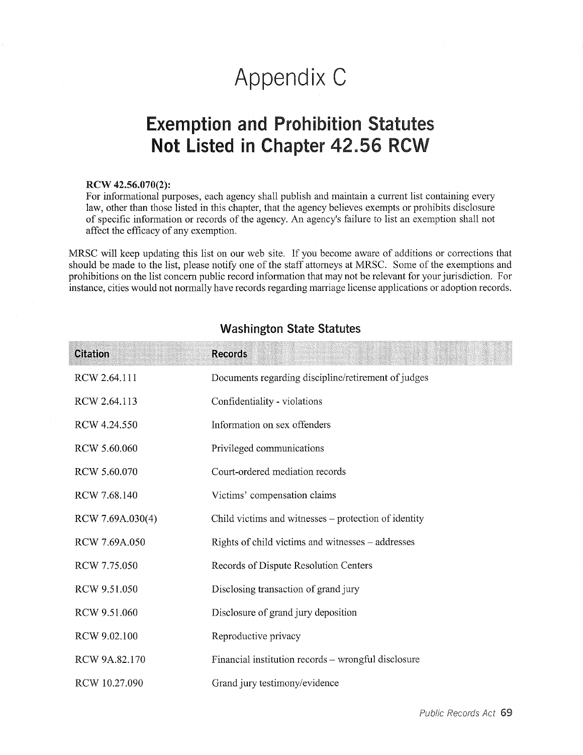# Appendix C

## Exemption and Prohibition Statutes Not Listed in Chapter 42.56 RCW

**RCW 42.56.070(2):**
For informational purposes, each agency shall publish and maintain a current list containing every law, other than those listed in this chapter, that the agency believes exempts or prohibits disclosure of specific information or records of the agency. An agency's failure to list an exemption shall not affect the efficacy of any exemption.

MRSC will keep updating this list on our web site. If you become aware of additions or corrections that should be made to the list, please notify one of the staff attorneys at MRSC. Some of the exemptions and prohibitions on the list concern public record information that may not be relevant for your jurisdiction. For instance, cities would not normally have records regarding marriage license applications or adoption records.

### Washington State Statutes

| Citation | Records |
| --- | --- |
| RCW 2.64.111 | Documents regarding discipline/retirement of judges |
| RCW 2.64.113 | Confidentiality - violations |
| RCW 4.24.550 | Information on sex offenders |
| RCW 5.60.060 | Privileged communications |
| RCW 5.60.070 | Court-ordered mediation records |
| RCW 7.68.140 | Victims' compensation claims |
| RCW 7.69A.030(4) | Child victims and witnesses – protection of identity |
| RCW 7.69A.050 | Rights of child victims and witnesses – addresses |
| RCW 7.75.050 | Records of Dispute Resolution Centers |
| RCW 9.51.050 | Disclosing transaction of grand jury |
| RCW 9.51.060 | Disclosure of grand jury deposition |
| RCW 9.02.100 | Reproductive privacy |
| RCW 9A.82.170 | Financial institution records – wrongful disclosure |
| RCW 10.27.090 | Grand jury testimony/evidence |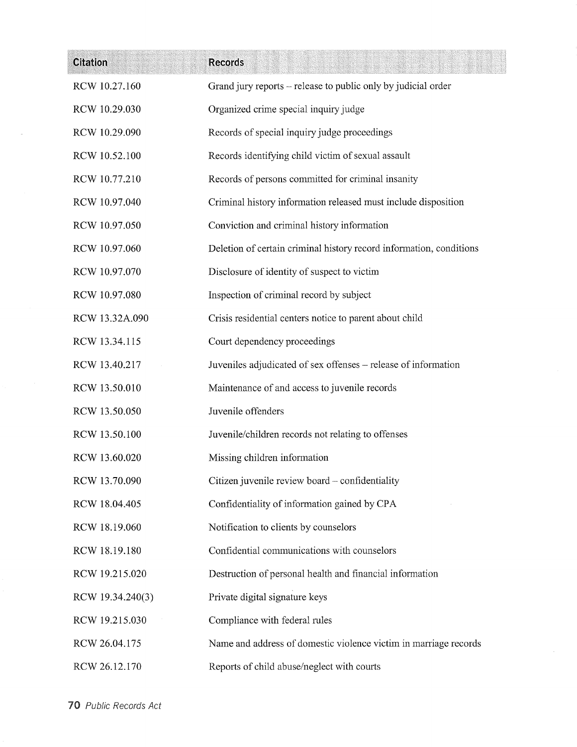| Citation | Records |
|---|---|
| RCW 10.27.160 | Grand jury reports – release to public only by judicial order |
| RCW 10.29.030 | Organized crime special inquiry judge |
| RCW 10.29.090 | Records of special inquiry judge proceedings |
| RCW 10.52.100 | Records identifying child victim of sexual assault |
| RCW 10.77.210 | Records of persons committed for criminal insanity |
| RCW 10.97.040 | Criminal history information released must include disposition |
| RCW 10.97.050 | Conviction and criminal history information |
| RCW 10.97.060 | Deletion of certain criminal history record information, conditions |
| RCW 10.97.070 | Disclosure of identity of suspect to victim |
| RCW 10.97.080 | Inspection of criminal record by subject |
| RCW 13.32A.090 | Crisis residential centers notice to parent about child |
| RCW 13.34.115 | Court dependency proceedings |
| RCW 13.40.217 | Juveniles adjudicated of sex offenses – release of information |
| RCW 13.50.010 | Maintenance of and access to juvenile records |
| RCW 13.50.050 | Juvenile offenders |
| RCW 13.50.100 | Juvenile/children records not relating to offenses |
| RCW 13.60.020 | Missing children information |
| RCW 13.70.090 | Citizen juvenile review board – confidentiality |
| RCW 18.04.405 | Confidentiality of information gained by CPA |
| RCW 18.19.060 | Notification to clients by counselors |
| RCW 18.19.180 | Confidential communications with counselors |
| RCW 19.215.020 | Destruction of personal health and financial information |
| RCW 19.34.240(3) | Private digital signature keys |
| RCW 19.215.030 | Compliance with federal rules |
| RCW 26.04.175 | Name and address of domestic violence victim in marriage records |
| RCW 26.12.170 | Reports of child abuse/neglect with courts |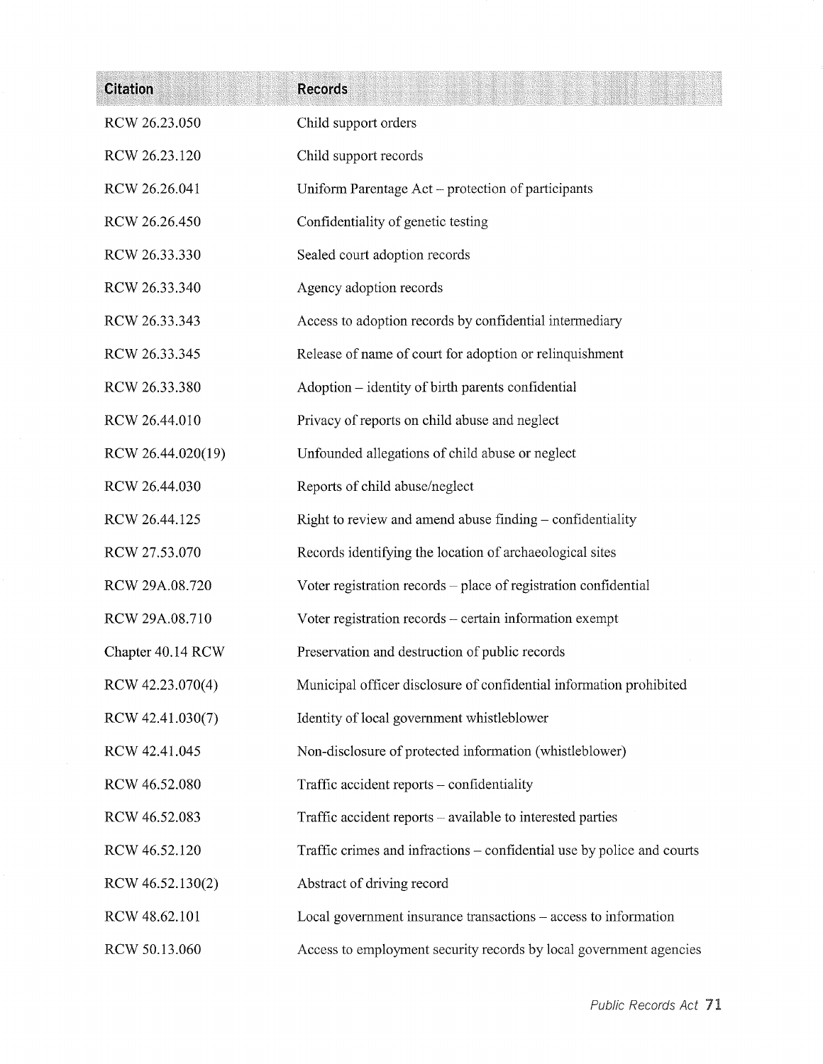| Citation | Records |
| --- | --- |
| RCW 26.23.050 | Child support orders |
| RCW 26.23.120 | Child support records |
| RCW 26.26.041 | Uniform Parentage Act – protection of participants |
| RCW 26.26.450 | Confidentiality of genetic testing |
| RCW 26.33.330 | Sealed court adoption records |
| RCW 26.33.340 | Agency adoption records |
| RCW 26.33.343 | Access to adoption records by confidential intermediary |
| RCW 26.33.345 | Release of name of court for adoption or relinquishment |
| RCW 26.33.380 | Adoption – identity of birth parents confidential |
| RCW 26.44.010 | Privacy of reports on child abuse and neglect |
| RCW 26.44.020(19) | Unfounded allegations of child abuse or neglect |
| RCW 26.44.030 | Reports of child abuse/neglect |
| RCW 26.44.125 | Right to review and amend abuse finding – confidentiality |
| RCW 27.53.070 | Records identifying the location of archaeological sites |
| RCW 29A.08.720 | Voter registration records – place of registration confidential |
| RCW 29A.08.710 | Voter registration records – certain information exempt |
| Chapter 40.14 RCW | Preservation and destruction of public records |
| RCW 42.23.070(4) | Municipal officer disclosure of confidential information prohibited |
| RCW 42.41.030(7) | Identity of local government whistleblower |
| RCW 42.41.045 | Non-disclosure of protected information (whistleblower) |
| RCW 46.52.080 | Traffic accident reports – confidentiality |
| RCW 46.52.083 | Traffic accident reports – available to interested parties |
| RCW 46.52.120 | Traffic crimes and infractions – confidential use by police and courts |
| RCW 46.52.130(2) | Abstract of driving record |
| RCW 48.62.101 | Local government insurance transactions – access to information |
| RCW 50.13.060 | Access to employment security records by local government agencies |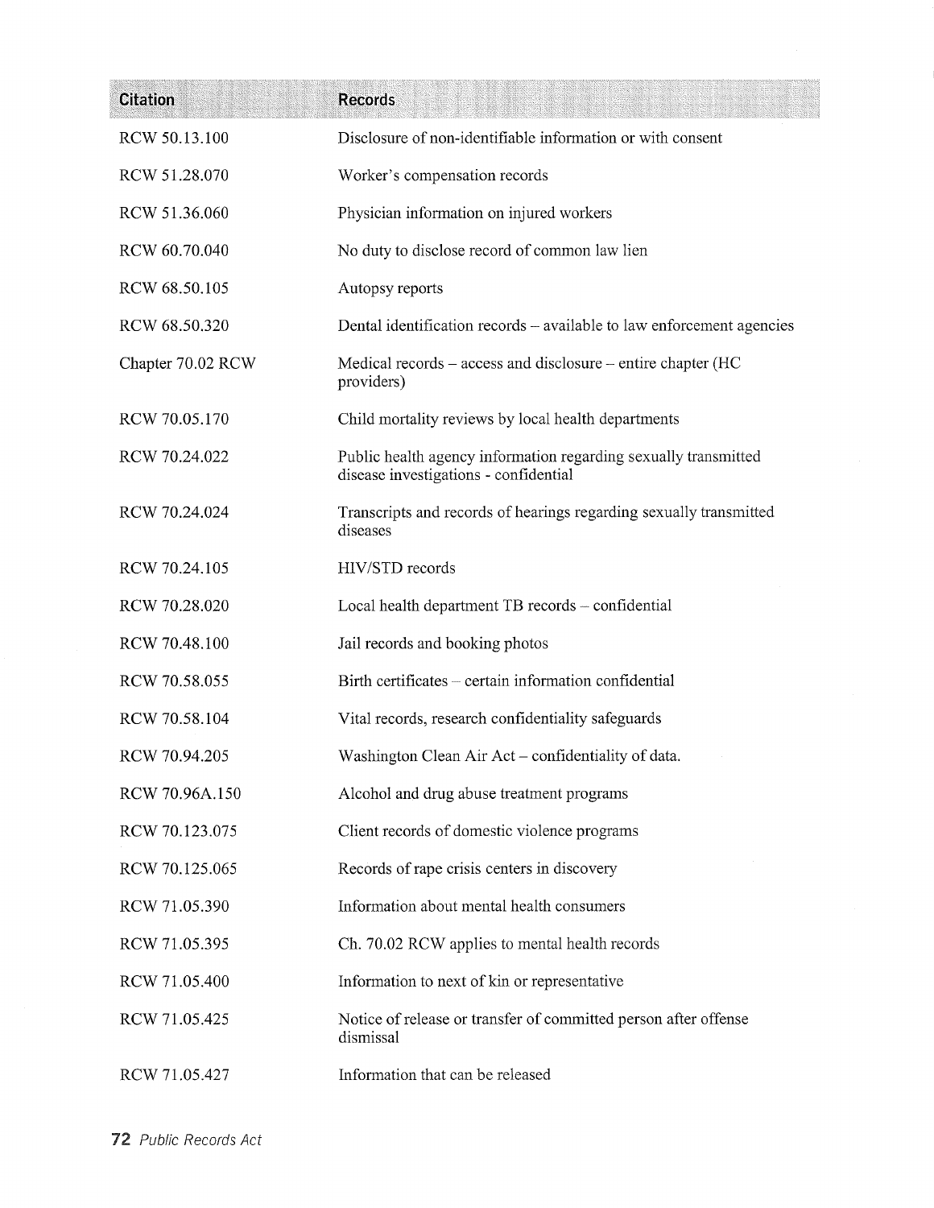| Citation | Records |
| --- | --- |
| RCW 50.13.100 | Disclosure of non-identifiable information or with consent |
| RCW 51.28.070 | Worker's compensation records |
| RCW 51.36.060 | Physician information on injured workers |
| RCW 60.70.040 | No duty to disclose record of common law lien |
| RCW 68.50.105 | Autopsy reports |
| RCW 68.50.320 | Dental identification records – available to law enforcement agencies |
| Chapter 70.02 RCW | Medical records – access and disclosure – entire chapter (HC providers) |
| RCW 70.05.170 | Child mortality reviews by local health departments |
| RCW 70.24.022 | Public health agency information regarding sexually transmitted disease investigations - confidential |
| RCW 70.24.024 | Transcripts and records of hearings regarding sexually transmitted diseases |
| RCW 70.24.105 | HIV/STD records |
| RCW 70.28.020 | Local health department TB records – confidential |
| RCW 70.48.100 | Jail records and booking photos |
| RCW 70.58.055 | Birth certificates – certain information confidential |
| RCW 70.58.104 | Vital records, research confidentiality safeguards |
| RCW 70.94.205 | Washington Clean Air Act – confidentiality of data. |
| RCW 70.96A.150 | Alcohol and drug abuse treatment programs |
| RCW 70.123.075 | Client records of domestic violence programs |
| RCW 70.125.065 | Records of rape crisis centers in discovery |
| RCW 71.05.390 | Information about mental health consumers |
| RCW 71.05.395 | Ch. 70.02 RCW applies to mental health records |
| RCW 71.05.400 | Information to next of kin or representative |
| RCW 71.05.425 | Notice of release or transfer of committed person after offense dismissal |
| RCW 71.05.427 | Information that can be released |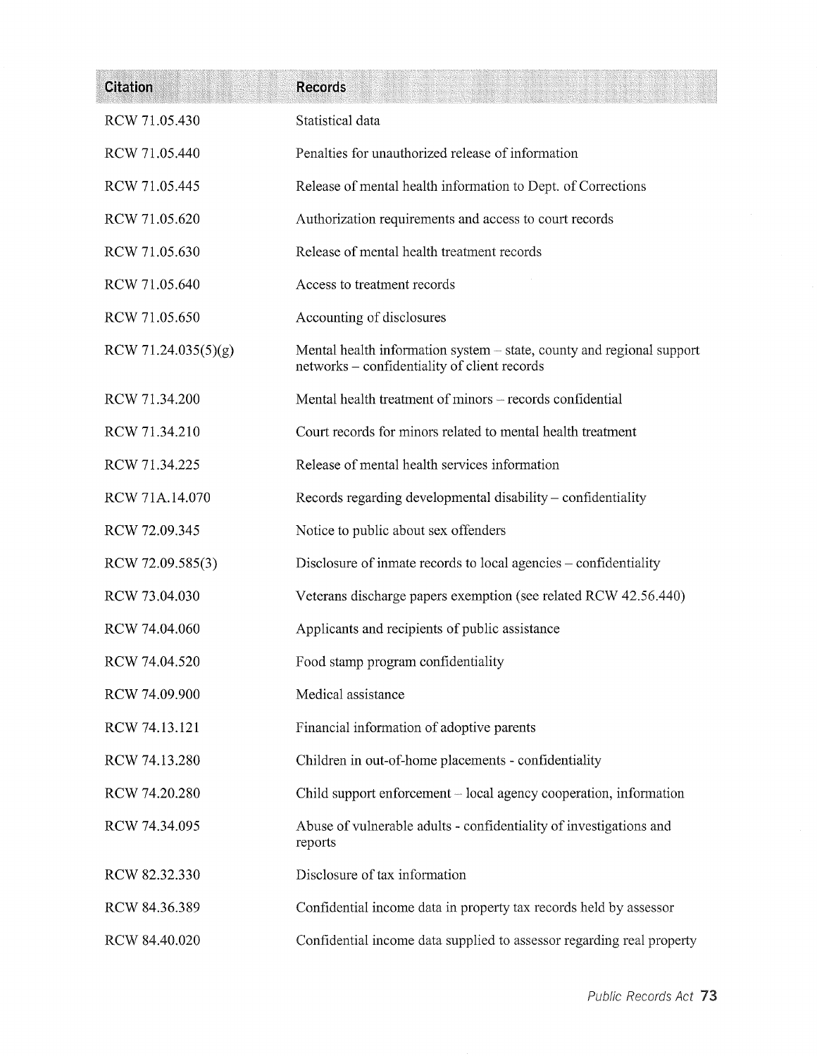| Citation | Records |
|---|---|
| RCW 71.05.430 | Statistical data |
| RCW 71.05.440 | Penalties for unauthorized release of information |
| RCW 71.05.445 | Release of mental health information to Dept. of Corrections |
| RCW 71.05.620 | Authorization requirements and access to court records |
| RCW 71.05.630 | Release of mental health treatment records |
| RCW 71.05.640 | Access to treatment records |
| RCW 71.05.650 | Accounting of disclosures |
| RCW 71.24.035(5)(g) | Mental health information system – state, county and regional support networks – confidentiality of client records |
| RCW 71.34.200 | Mental health treatment of minors – records confidential |
| RCW 71.34.210 | Court records for minors related to mental health treatment |
| RCW 71.34.225 | Release of mental health services information |
| RCW 71A.14.070 | Records regarding developmental disability – confidentiality |
| RCW 72.09.345 | Notice to public about sex offenders |
| RCW 72.09.585(3) | Disclosure of inmate records to local agencies – confidentiality |
| RCW 73.04.030 | Veterans discharge papers exemption (see related RCW 42.56.440) |
| RCW 74.04.060 | Applicants and recipients of public assistance |
| RCW 74.04.520 | Food stamp program confidentiality |
| RCW 74.09.900 | Medical assistance |
| RCW 74.13.121 | Financial information of adoptive parents |
| RCW 74.13.280 | Children in out-of-home placements - confidentiality |
| RCW 74.20.280 | Child support enforcement – local agency cooperation, information |
| RCW 74.34.095 | Abuse of vulnerable adults - confidentiality of investigations and reports |
| RCW 82.32.330 | Disclosure of tax information |
| RCW 84.36.389 | Confidential income data in property tax records held by assessor |
| RCW 84.40.020 | Confidential income data supplied to assessor regarding real property |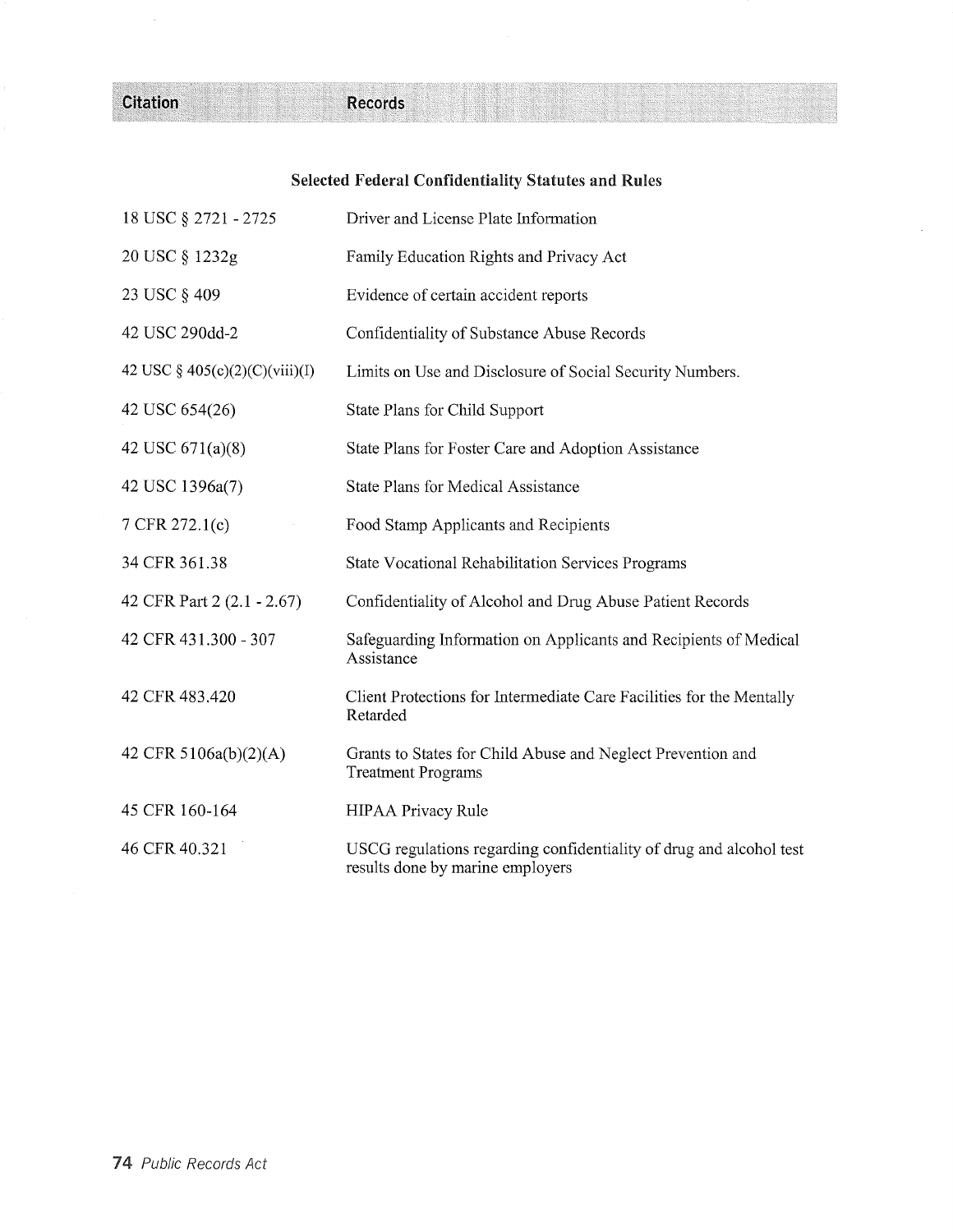| Citation | Records |
|---|---|

## Selected Federal Confidentiality Statutes and Rules

| | |
|---|---|
| 18 USC § 2721 - 2725 | Driver and License Plate Information |
| 20 USC § 1232g | Family Education Rights and Privacy Act |
| 23 USC § 409 | Evidence of certain accident reports |
| 42 USC 290dd-2 | Confidentiality of Substance Abuse Records |
| 42 USC § 405(c)(2)(C)(viii)(I) | Limits on Use and Disclosure of Social Security Numbers. |
| 42 USC 654(26) | State Plans for Child Support |
| 42 USC 671(a)(8) | State Plans for Foster Care and Adoption Assistance |
| 42 USC 1396a(7) | State Plans for Medical Assistance |
| 7 CFR 272.1(c) | Food Stamp Applicants and Recipients |
| 34 CFR 361.38 | State Vocational Rehabilitation Services Programs |
| 42 CFR Part 2 (2.1 - 2.67) | Confidentiality of Alcohol and Drug Abuse Patient Records |
| 42 CFR 431.300 - 307 | Safeguarding Information on Applicants and Recipients of Medical Assistance |
| 42 CFR 483.420 | Client Protections for Intermediate Care Facilities for the Mentally Retarded |
| 42 CFR 5106a(b)(2)(A) | Grants to States for Child Abuse and Neglect Prevention and Treatment Programs |
| 45 CFR 160-164 | HIPAA Privacy Rule |
| 46 CFR 40.321 | USCG regulations regarding confidentiality of drug and alcohol test results done by marine employers |